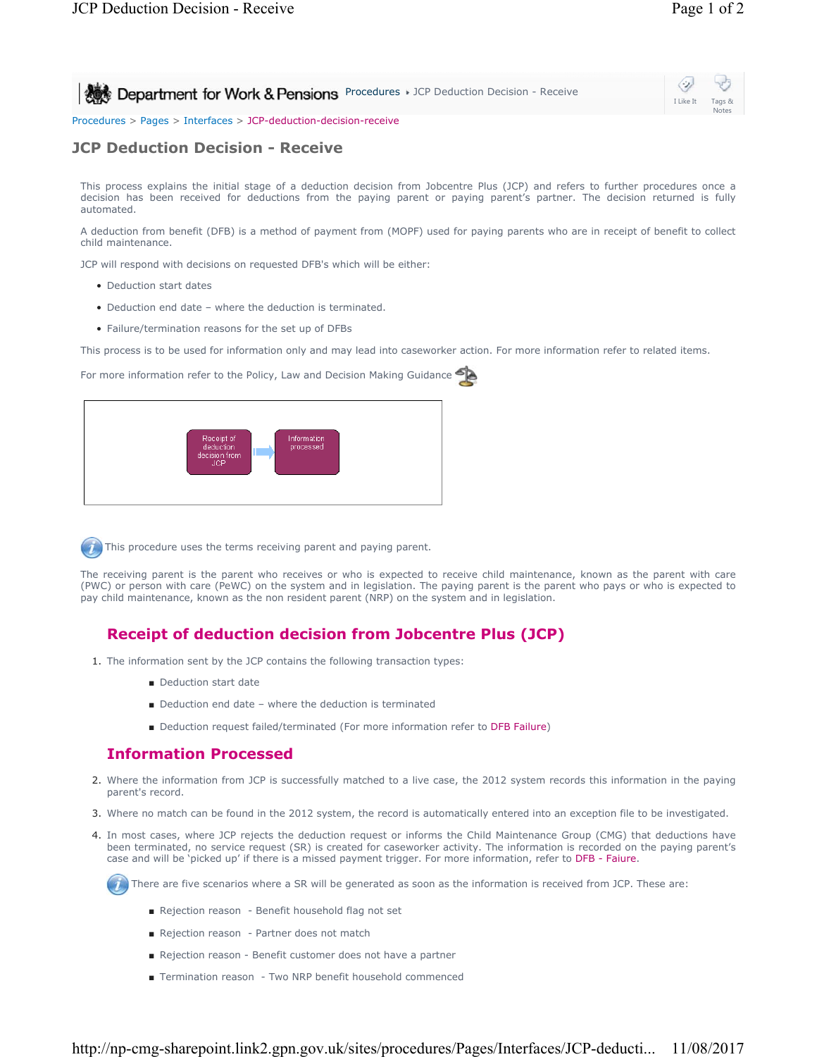Procedures > Pages > Interfaces > JCP-deduction-decision-receive

# JCP Deduction Decision - Receive

This process explains the initial stage of a deduction decision from Jobcentre Plus (JCP) and refers to further procedures once a decision has been received for deductions from the paying parent or paying parent's partner. The decision returned is fully automated.

A deduction from benefit (DFB) is a method of payment from (MOPF) used for paying parents who are in receipt of benefit to collect child maintenance.

JCP will respond with decisions on requested DFB's which will be either:

- Deduction start dates
- Deduction end date – where the deduction is terminated.
- Failure/termination reasons for the set up of DFBs

This process is to be used for information only and may lead into caseworker action. For more information refer to related items.

For more information refer to the Policy, Law and Decision Making Guidance

Receipt of deduction decision from JCP

Information processed

This procedure uses the terms receiving parent and paying parent.

The receiving parent is the parent who receives or who is expected to receive child maintenance, known as the parent with care (PWC) or person with care (PeWC) on the system and in legislation. The paying parent is the parent who pays or who is expected to pay child maintenance, known as the non resident parent (NRP) on the system and in legislation.

## Receipt of deduction decision from Jobcentre Plus (JCP)

1. The information sent by the JCP contains the following transaction types:
   - Deduction start date
   - Deduction end date – where the deduction is terminated
   - Deduction request failed/terminated (For more information refer to DFB Failure)

## Information Processed

2. Where the information from JCP is successfully matched to a live case, the 2012 system records this information in the paying parent's record.
3. Where no match can be found in the 2012 system, the record is automatically entered into an exception file to be investigated.
4. In most cases, where JCP rejects the deduction request or informs the Child Maintenance Group (CMG) that deductions have been terminated, no service request (SR) is created for caseworker activity. The information is recorded on the paying parent's case and will be 'picked up' if there is a missed payment trigger. For more information, refer to DFB - Faiure.

   There are five scenarios where a SR will be generated as soon as the information is received from JCP. These are:
   - Rejection reason - Benefit household flag not set
   - Rejection reason - Partner does not match
   - Rejection reason - Benefit customer does not have a partner
   - Termination reason - Two NRP benefit household commenced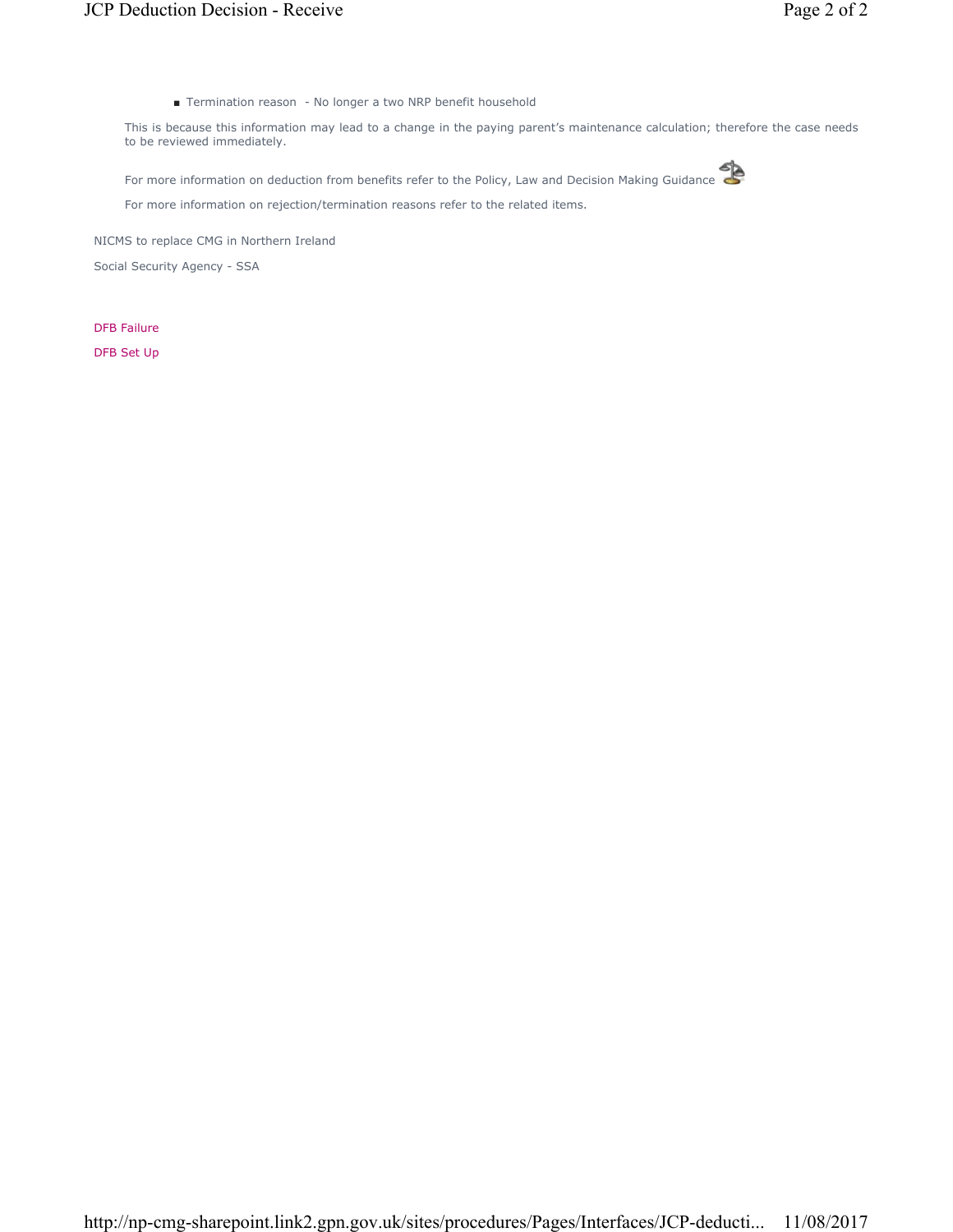- Termination reason - No longer a two NRP benefit household

This is because this information may lead to a change in the paying parent's maintenance calculation; therefore the case needs to be reviewed immediately.

For more information on deduction from benefits refer to the Policy, Law and Decision Making Guidance

For more information on rejection/termination reasons refer to the related items.

NICMS to replace CMG in Northern Ireland

Social Security Agency - SSA

DFB Failure

DFB Set Up